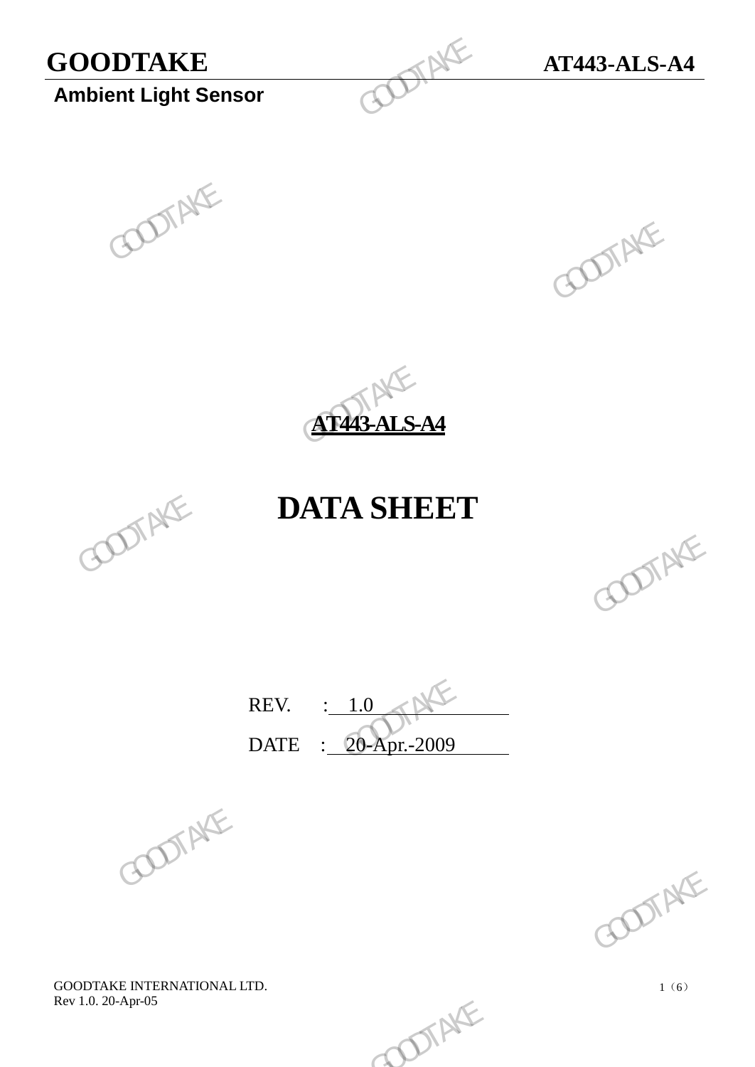# GOODTAKE

**Ambient Light Sensor**

**AT443-ALS-A4**

# DATA SHEET

REV. : 1.0

DATE : 20-Apr.-2009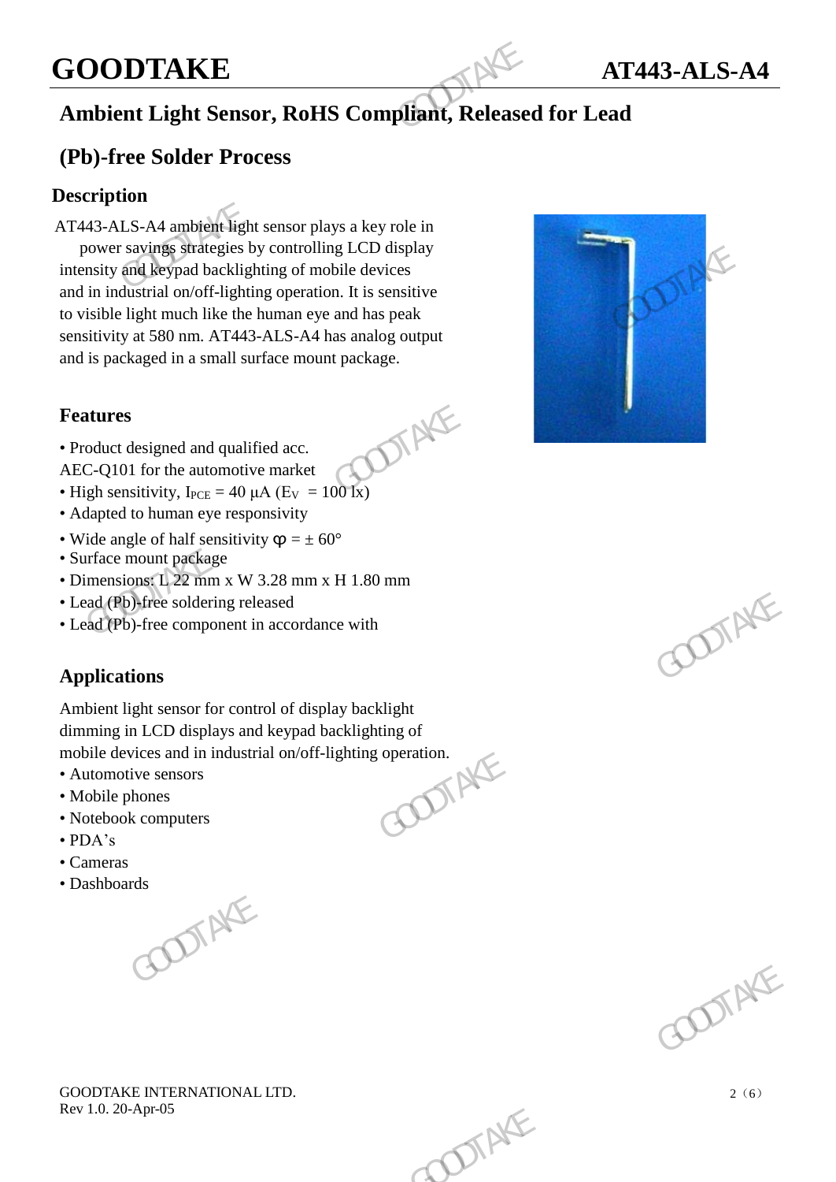# Ambient Light Sensor, RoHS Compliant, Released for Lead (Pb)-free Solder Process

## Description

AT443-ALS-A4 ambient light sensor plays a key role in power savings strategies by controlling LCD display intensity and keypad backlighting of mobile devices and in industrial on/off-lighting operation. It is sensitive to visible light much like the human eye and has peak sensitivity at 580 nm. AT443-ALS-A4 has analog output and is packaged in a small surface mount package.

## Features

- Product designed and qualified acc. AEC-Q101 for the automotive market
- High sensitivity, $I_{PCE}$ = 40 μA ($E_V$ = 100 lx)
- Adapted to human eye responsivity
- Wide angle of half sensitivity φ = ± 60°
- Surface mount package
- Dimensions: L 22 mm x W 3.28 mm x H 1.80 mm
- Lead (Pb)-free soldering released
- Lead (Pb)-free component in accordance with

## Applications

Ambient light sensor for control of display backlight dimming in LCD displays and keypad backlighting of mobile devices and in industrial on/off-lighting operation.

- Automotive sensors
- Mobile phones
- Notebook computers
- PDA's
- Cameras
- Dashboards

GOODTAKE INTERNATIONAL LTD.
Rev 1.0. 20-Apr-05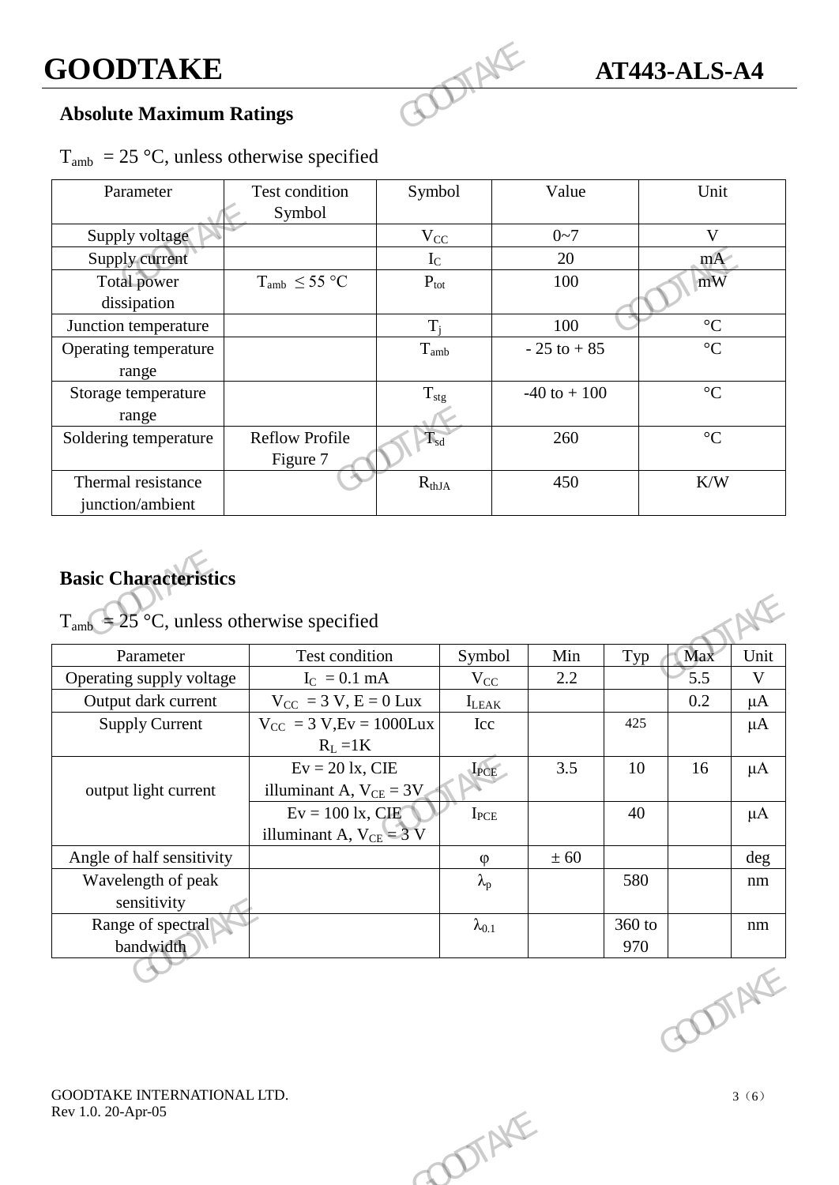## Absolute Maximum Ratings

$T_{amb}$ = 25 °C, unless otherwise specified

| Parameter | Test condition Symbol | Symbol | Value | Unit |
|---|---|---|---|---|
| Supply voltage | | $V_{CC}$ | 0~7 | V |
| Supply current | | $I_C$ | 20 | mA |
| Total power dissipation | $T_{amb}$ ≤ 55 °C | $P_{tot}$ | 100 | mW |
| Junction temperature | | $T_j$ | 100 | °C |
| Operating temperature range | | $T_{amb}$ | - 25 to + 85 | °C |
| Storage temperature range | | $T_{stg}$ | -40 to + 100 | °C |
| Soldering temperature | Reflow Profile Figure 7 | $T_{sd}$ | 260 | °C |
| Thermal resistance junction/ambient | | $R_{thJA}$ | 450 | K/W |

## Basic Characteristics

$T_{amb}$ = 25 °C, unless otherwise specified

| Parameter | Test condition | Symbol | Min | Typ | Max | Unit |
|---|---|---|---|---|---|---|
| Operating supply voltage | $I_C$ = 0.1 mA | $V_{CC}$ | 2.2 | | 5.5 | V |
| Output dark current | $V_{CC}$ = 3 V, E = 0 Lux | $I_{LEAK}$ | | | 0.2 | μA |
| Supply Current | $V_{CC}$ = 3 V,Ev = 1000Lux $R_L$ =1K | Icc | | 425 | | μA |
| output light current | Ev = 20 lx, CIE illuminant A, $V_{CE}$ = 3V | $I_{PCE}$ | 3.5 | 10 | 16 | μA |
| | Ev = 100 lx, CIE illuminant A, $V_{CE}$ = 3 V | $I_{PCE}$ | | 40 | | μA |
| Angle of half sensitivity | | φ | ± 60 | | | deg |
| Wavelength of peak sensitivity | | $\lambda_p$ | | 580 | | nm |
| Range of spectral bandwidth | | $\lambda_{0.1}$ | | 360 to 970 | | nm |

GOODTAKE INTERNATIONAL LTD.
Rev 1.0. 20-Apr-05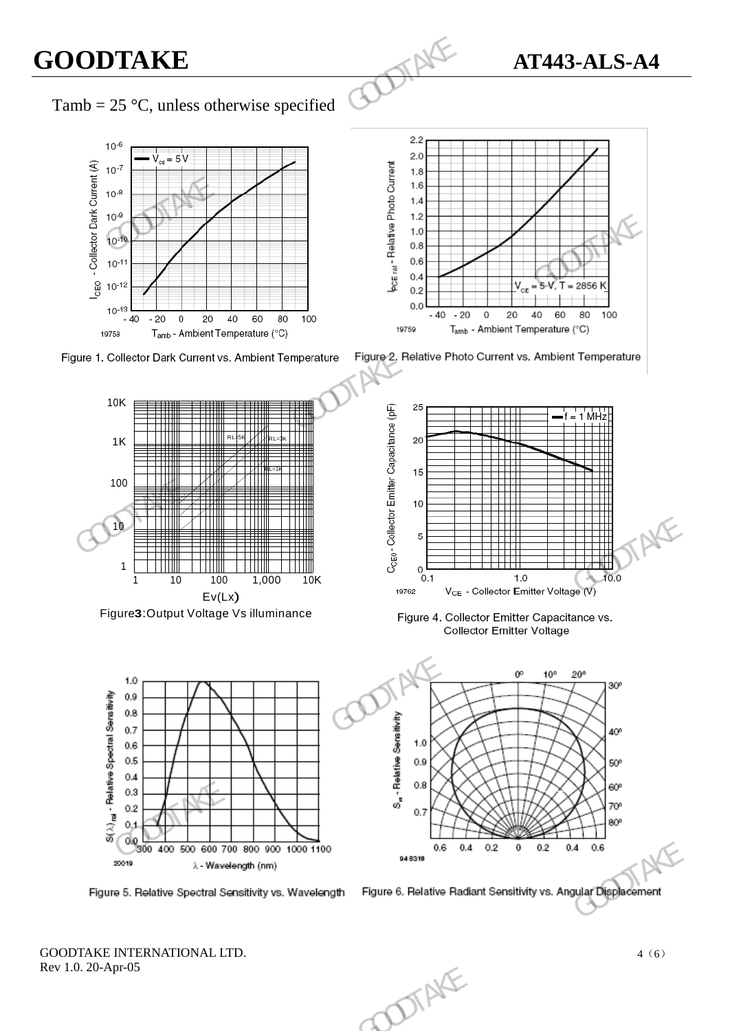Tamb = 25 °C, unless otherwise specified

Figure 1. Collector Dark Current vs. Ambient Temperature

Figure 2. Relative Photo Current vs. Ambient Temperature

Figure3:Output Voltage Vs illuminance

Figure 4. Collector Emitter Capacitance vs. Collector Emitter Voltage

Figure 5. Relative Spectral Sensitivity vs. Wavelength

Figure 6. Relative Radiant Sensitivity vs. Angular Displacement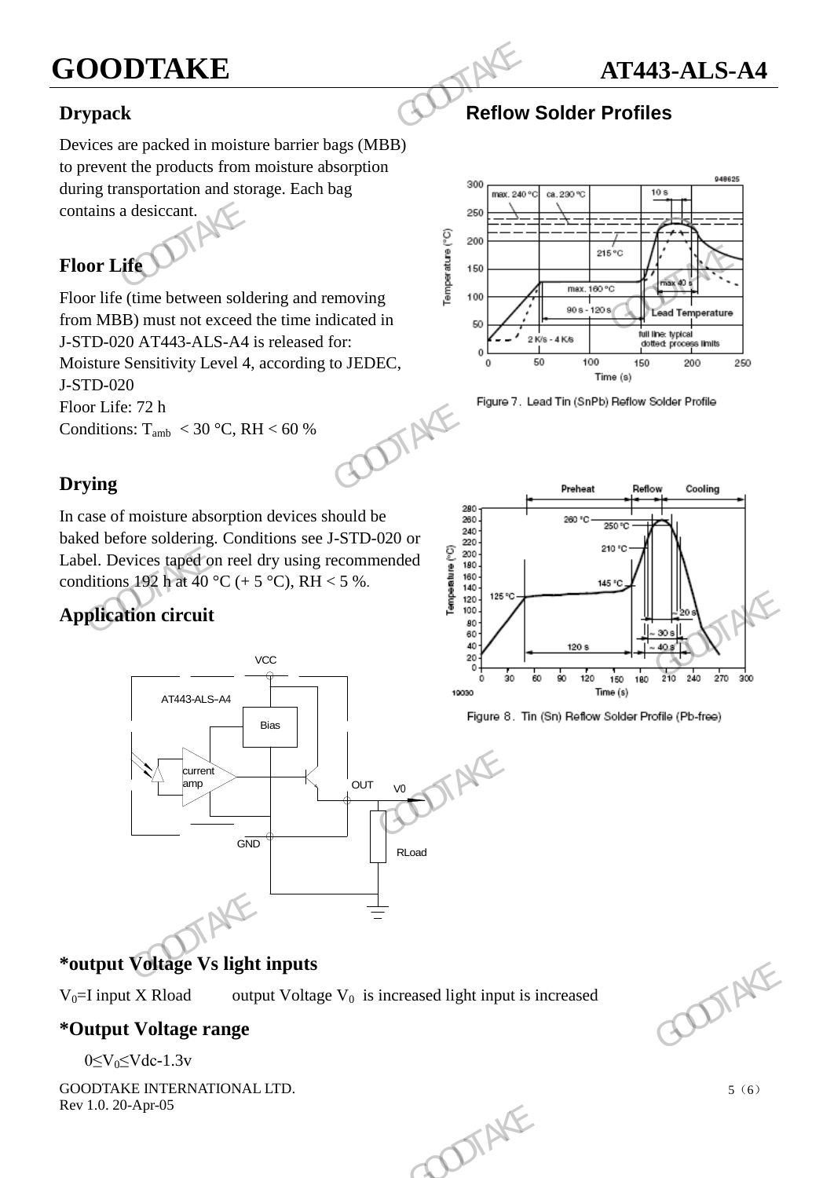## Drypack

Devices are packed in moisture barrier bags (MBB) to prevent the products from moisture absorption during transportation and storage. Each bag contains a desiccant.

## Floor Life

Floor life (time between soldering and removing from MBB) must not exceed the time indicated in J-STD-020 AT443-ALS-A4 is released for:
Moisture Sensitivity Level 4, according to JEDEC, J-STD-020
Floor Life: 72 h
Conditions: $T_{amb}$ < 30 °C, RH < 60 %

## Drying

In case of moisture absorption devices should be baked before soldering. Conditions see J-STD-020 or Label. Devices taped on reel dry using recommended conditions 192 h at 40 °C (+ 5 °C), RH < 5 %.

## Application circuit

## Reflow Solder Profiles

Figure 7. Lead Tin (SnPb) Reflow Solder Profile

Figure 8. Tin (Sn) Reflow Solder Profile (Pb-free)

## *output Voltage Vs light inputs

$V_0$=I input X Rload output Voltage $V_0$ is increased light input is increased

## *Output Voltage range

$0 \le V_0 \le Vdc-1.3v$

GOODTAKE INTERNATIONAL LTD.
Rev 1.0. 20-Apr-05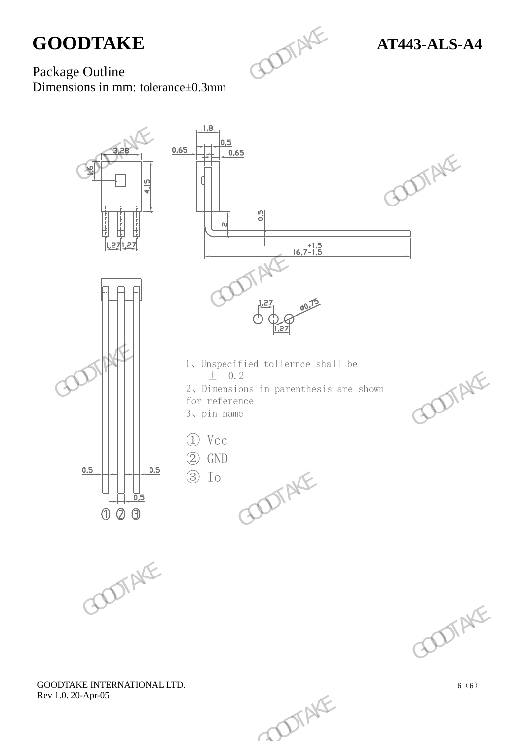## Package Outline

Dimensions in mm: tolerance±0.3mm

1.8
0.5
0.65
0.65
3.28
1.6
4.15
0.5
2
1.27 1.27
+1.5
16.7-1.5
1.27
Φ0.75
1.27
0.5
0.5
0.5
① ② ③

1、Unspecified tollernce shall be
± 0.2
2、Dimensions in parenthesis are shown for reference
3、pin name

① Vcc
② GND
③ Io

GOODTAKE INTERNATIONAL LTD.
Rev 1.0. 20-Apr-05